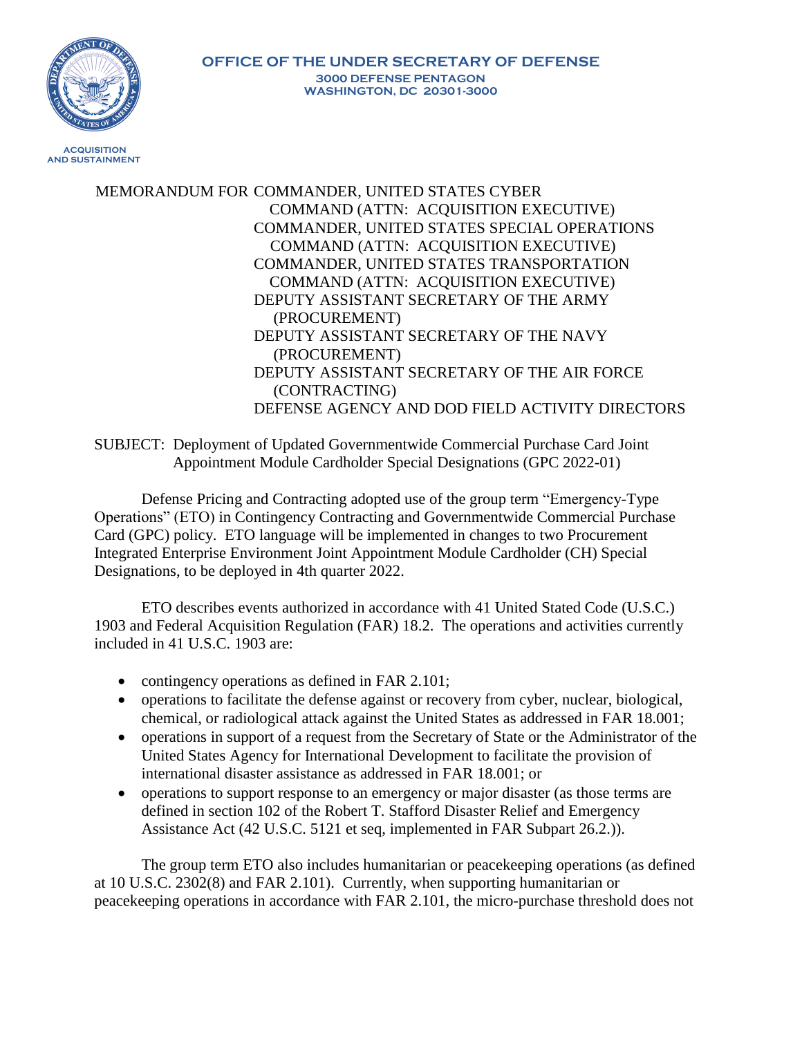**OFFICE OF THE UNDER SECRETARY OF DEFENSE**
**3000 DEFENSE PENTAGON**
**WASHINGTON, DC 20301-3000**

**ACQUISITION AND SUSTAINMENT**

MEMORANDUM FOR COMMANDER, UNITED STATES CYBER COMMAND (ATTN: ACQUISITION EXECUTIVE)
COMMANDER, UNITED STATES SPECIAL OPERATIONS COMMAND (ATTN: ACQUISITION EXECUTIVE)
COMMANDER, UNITED STATES TRANSPORTATION COMMAND (ATTN: ACQUISITION EXECUTIVE)
DEPUTY ASSISTANT SECRETARY OF THE ARMY (PROCUREMENT)
DEPUTY ASSISTANT SECRETARY OF THE NAVY (PROCUREMENT)
DEPUTY ASSISTANT SECRETARY OF THE AIR FORCE (CONTRACTING)
DEFENSE AGENCY AND DOD FIELD ACTIVITY DIRECTORS

SUBJECT: Deployment of Updated Governmentwide Commercial Purchase Card Joint Appointment Module Cardholder Special Designations (GPC 2022-01)

Defense Pricing and Contracting adopted use of the group term "Emergency-Type Operations" (ETO) in Contingency Contracting and Governmentwide Commercial Purchase Card (GPC) policy. ETO language will be implemented in changes to two Procurement Integrated Enterprise Environment Joint Appointment Module Cardholder (CH) Special Designations, to be deployed in 4th quarter 2022.

ETO describes events authorized in accordance with 41 United Stated Code (U.S.C.) 1903 and Federal Acquisition Regulation (FAR) 18.2. The operations and activities currently included in 41 U.S.C. 1903 are:

- contingency operations as defined in FAR 2.101;
- operations to facilitate the defense against or recovery from cyber, nuclear, biological, chemical, or radiological attack against the United States as addressed in FAR 18.001;
- operations in support of a request from the Secretary of State or the Administrator of the United States Agency for International Development to facilitate the provision of international disaster assistance as addressed in FAR 18.001; or
- operations to support response to an emergency or major disaster (as those terms are defined in section 102 of the Robert T. Stafford Disaster Relief and Emergency Assistance Act (42 U.S.C. 5121 et seq, implemented in FAR Subpart 26.2.)).

The group term ETO also includes humanitarian or peacekeeping operations (as defined at 10 U.S.C. 2302(8) and FAR 2.101). Currently, when supporting humanitarian or peacekeeping operations in accordance with FAR 2.101, the micro-purchase threshold does not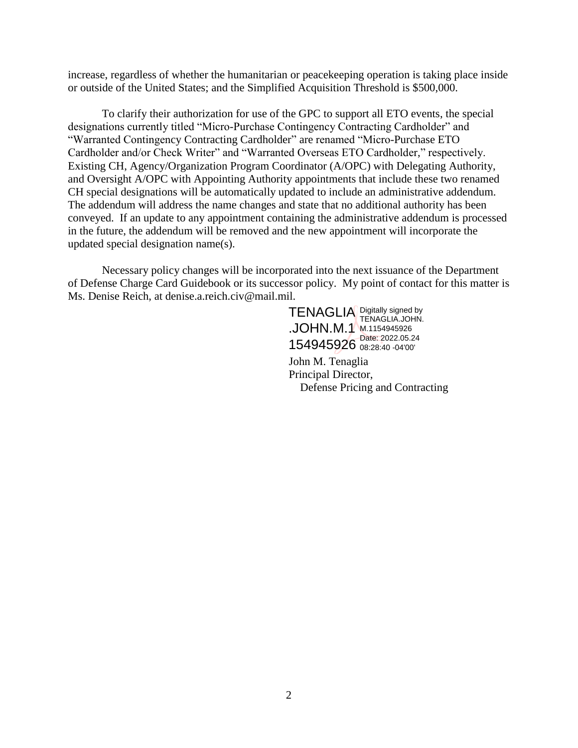increase, regardless of whether the humanitarian or peacekeeping operation is taking place inside or outside of the United States; and the Simplified Acquisition Threshold is $500,000.

To clarify their authorization for use of the GPC to support all ETO events, the special designations currently titled “Micro-Purchase Contingency Contracting Cardholder” and “Warranted Contingency Contracting Cardholder” are renamed “Micro-Purchase ETO Cardholder and/or Check Writer” and “Warranted Overseas ETO Cardholder,” respectively. Existing CH, Agency/Organization Program Coordinator (A/OPC) with Delegating Authority, and Oversight A/OPC with Appointing Authority appointments that include these two renamed CH special designations will be automatically updated to include an administrative addendum. The addendum will address the name changes and state that no additional authority has been conveyed. If an update to any appointment containing the administrative addendum is processed in the future, the addendum will be removed and the new appointment will incorporate the updated special designation name(s).

Necessary policy changes will be incorporated into the next issuance of the Department of Defense Charge Card Guidebook or its successor policy. My point of contact for this matter is Ms. Denise Reich, at denise.a.reich.civ@mail.mil.

TENAGLIA.JOHN.M.1154945926
Digitally signed by TENAGLIA.JOHN.M.1154945926
Date: 2022.05.24 08:28:40 -04'00'

John M. Tenaglia
Principal Director,
Defense Pricing and Contracting